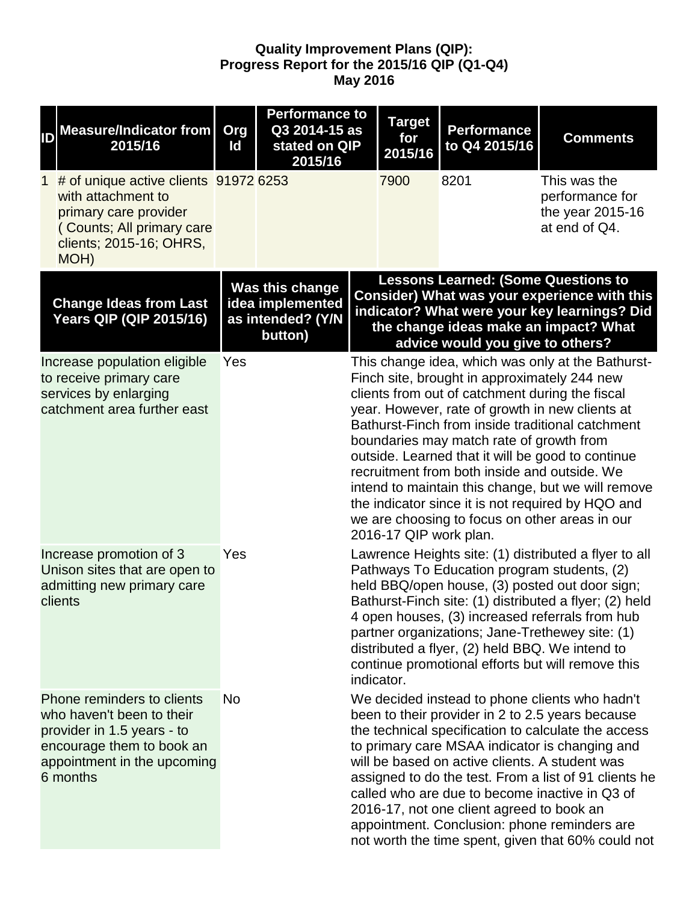**Quality Improvement Plans (QIP):**
**Progress Report for the 2015/16 QIP (Q1-Q4)**
**May 2016**

| ID | Measure/Indicator from 2015/16 | Org Id | Performance to Q3 2014-15 as stated on QIP 2015/16 | Target for 2015/16 | Performance to Q4 2015/16 | Comments |
|---|---|---|---|---|---|---|
| 1 | # of unique active clients with attachment to primary care provider ( Counts; All primary care clients; 2015-16; OHRS, MOH) | 91972 | 6253 | 7900 | 8201 | This was the performance for the year 2015-16 at end of Q4. |

| Change Ideas from Last Years QIP (QIP 2015/16) | Was this change idea implemented as intended? (Y/N button) | Lessons Learned: (Some Questions to Consider) What was your experience with this indicator? What were your key learnings? Did the change ideas make an impact? What advice would you give to others? |
|---|---|---|
| Increase population eligible to receive primary care services by enlarging catchment area further east | Yes | This change idea, which was only at the Bathurst-Finch site, brought in approximately 244 new clients from out of catchment during the fiscal year. However, rate of growth in new clients at Bathurst-Finch from inside traditional catchment boundaries may match rate of growth from outside. Learned that it will be good to continue recruitment from both inside and outside. We intend to maintain this change, but we will remove the indicator since it is not required by HQO and we are choosing to focus on other areas in our 2016-17 QIP work plan. |
| Increase promotion of 3 Unison sites that are open to admitting new primary care clients | Yes | Lawrence Heights site: (1) distributed a flyer to all Pathways To Education program students, (2) held BBQ/open house, (3) posted out door sign; Bathurst-Finch site: (1) distributed a flyer; (2) held 4 open houses, (3) increased referrals from hub partner organizations; Jane-Trethewey site: (1) distributed a flyer, (2) held BBQ. We intend to continue promotional efforts but will remove this indicator. |
| Phone reminders to clients who haven't been to their provider in 1.5 years - to encourage them to book an appointment in the upcoming 6 months | No | We decided instead to phone clients who hadn't been to their provider in 2 to 2.5 years because the technical specification to calculate the access to primary care MSAA indicator is changing and will be based on active clients. A student was assigned to do the test. From a list of 91 clients he called who are due to become inactive in Q3 of 2016-17, not one client agreed to book an appointment. Conclusion: phone reminders are not worth the time spent, given that 60% could not |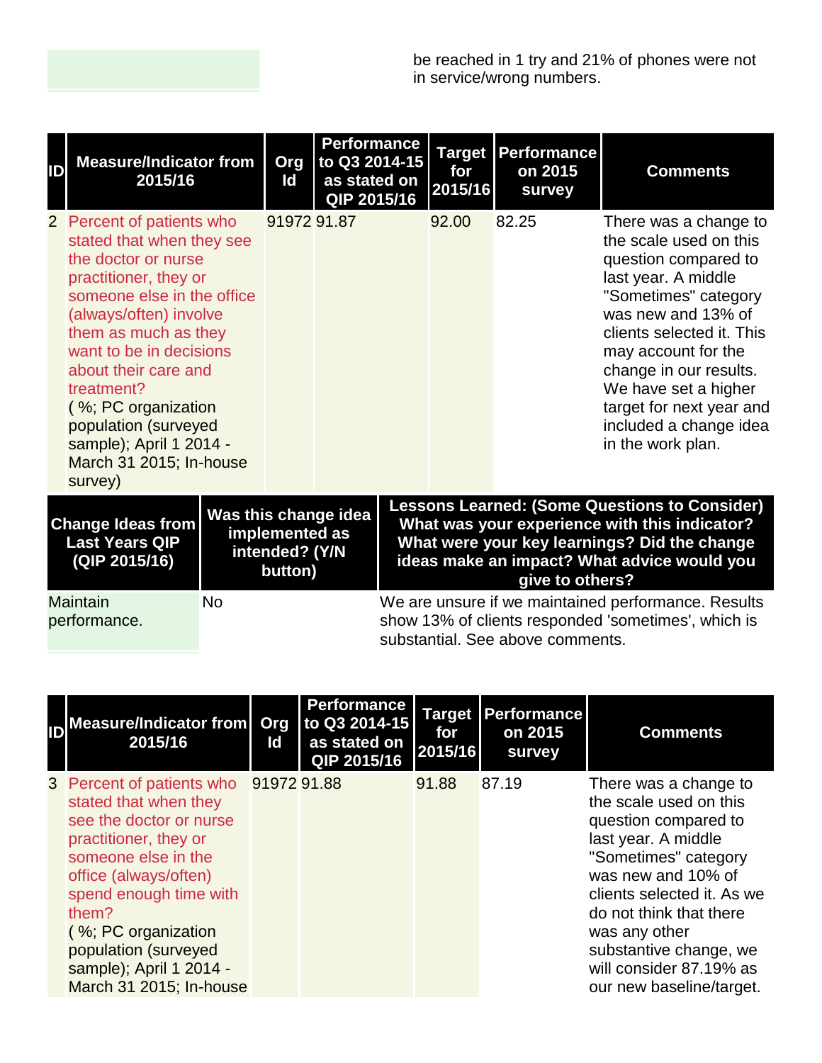be reached in 1 try and 21% of phones were not in service/wrong numbers.

| ID | Measure/Indicator from 2015/16 | Org Id | Performance to Q3 2014-15 as stated on QIP 2015/16 | Target for 2015/16 | Performance on 2015 survey | Comments |
|---|---|---|---|---|---|---|
| 2 | Percent of patients who stated that when they see the doctor or nurse practitioner, they or someone else in the office (always/often) involve them as much as they want to be in decisions about their care and treatment? ( %; PC organization population (surveyed sample); April 1 2014 - March 31 2015; In-house survey) | 91972 | 91.87 | 92.00 | 82.25 | There was a change to the scale used on this question compared to last year. A middle "Sometimes" category was new and 13% of clients selected it. This may account for the change in our results. We have set a higher target for next year and included a change idea in the work plan. |

| Change Ideas from Last Years QIP (QIP 2015/16) | Was this change idea implemented as intended? (Y/N button) | Lessons Learned: (Some Questions to Consider) What was your experience with this indicator? What were your key learnings? Did the change ideas make an impact? What advice would you give to others? |
|---|---|---|
| Maintain performance. | No | We are unsure if we maintained performance. Results show 13% of clients responded 'sometimes', which is substantial. See above comments. |

| ID | Measure/Indicator from 2015/16 | Org Id | Performance to Q3 2014-15 as stated on QIP 2015/16 | Target for 2015/16 | Performance on 2015 survey | Comments |
|---|---|---|---|---|---|---|
| 3 | Percent of patients who stated that when they see the doctor or nurse practitioner, they or someone else in the office (always/often) spend enough time with them? ( %; PC organization population (surveyed sample); April 1 2014 - March 31 2015; In-house | 91972 | 91.88 | 91.88 | 87.19 | There was a change to the scale used on this question compared to last year. A middle "Sometimes" category was new and 10% of clients selected it. As we do not think that there was any other substantive change, we will consider 87.19% as our new baseline/target. |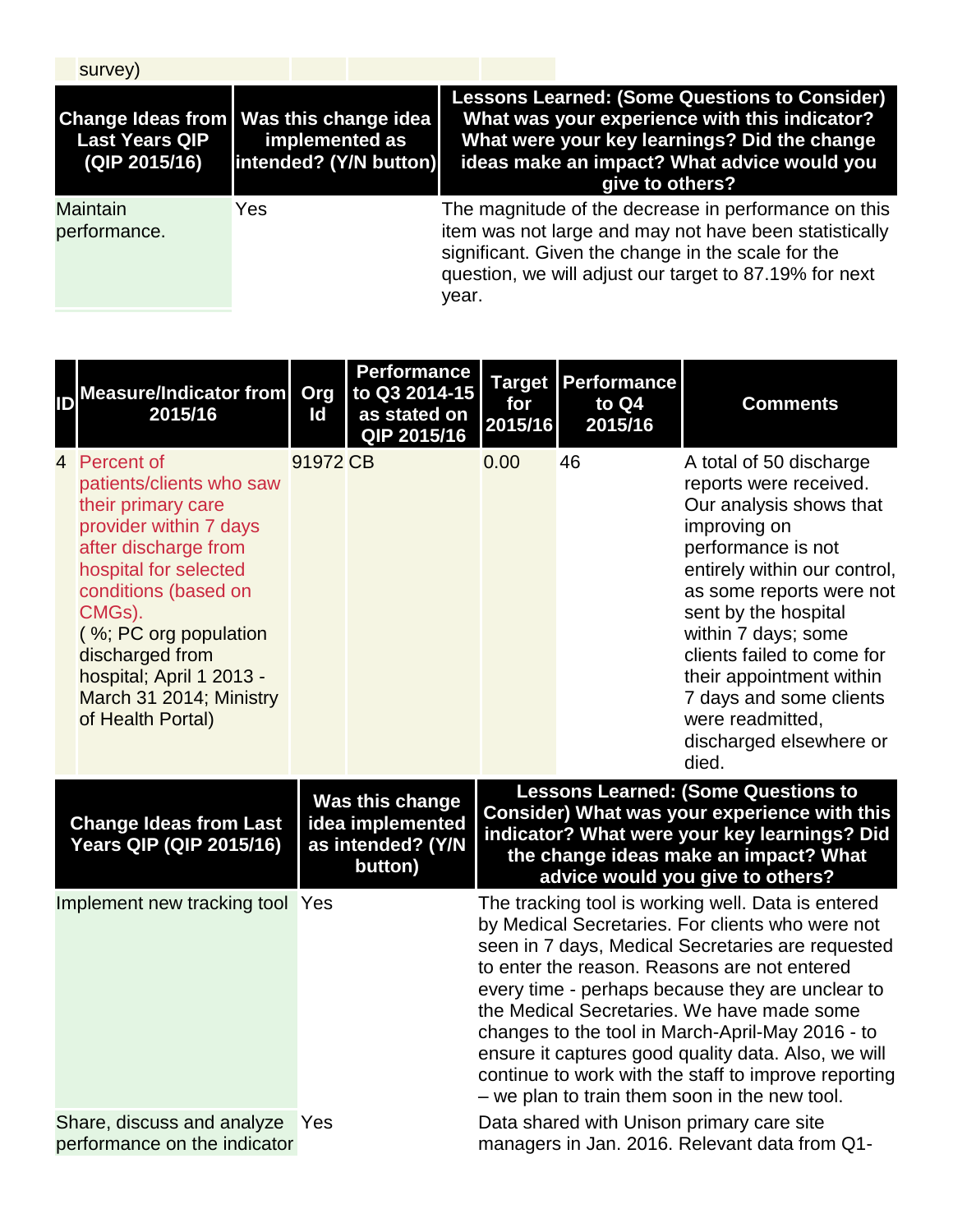| survey) | | | |
|---|---|---|---|

| Change Ideas from Last Years QIP (QIP 2015/16) | Was this change idea implemented as intended? (Y/N button) | Lessons Learned: (Some Questions to Consider) What was your experience with this indicator? What were your key learnings? Did the change ideas make an impact? What advice would you give to others? |
|---|---|---|
| Maintain performance. | Yes | The magnitude of the decrease in performance on this item was not large and may not have been statistically significant. Given the change in the scale for the question, we will adjust our target to 87.19% for next year. |

| ID | Measure/Indicator from 2015/16 | Org Id | Performance to Q3 2014-15 as stated on QIP 2015/16 | Target for 2015/16 | Performance to Q4 2015/16 | Comments |
|---|---|---|---|---|---|---|
| 4 | Percent of patients/clients who saw their primary care provider within 7 days after discharge from hospital for selected conditions (based on CMGs). ( %; PC org population discharged from hospital; April 1 2013 - March 31 2014; Ministry of Health Portal) | 91972 | CB | 0.00 | 46 | A total of 50 discharge reports were received. Our analysis shows that improving on performance is not entirely within our control, as some reports were not sent by the hospital within 7 days; some clients failed to come for their appointment within 7 days and some clients were readmitted, discharged elsewhere or died. |

| Change Ideas from Last Years QIP (QIP 2015/16) | Was this change idea implemented as intended? (Y/N button) | Lessons Learned: (Some Questions to Consider) What was your experience with this indicator? What were your key learnings? Did the change ideas make an impact? What advice would you give to others? |
|---|---|---|
| Implement new tracking tool | Yes | The tracking tool is working well. Data is entered by Medical Secretaries. For clients who were not seen in 7 days, Medical Secretaries are requested to enter the reason. Reasons are not entered every time - perhaps because they are unclear to the Medical Secretaries. We have made some changes to the tool in March-April-May 2016 - to ensure it captures good quality data. Also, we will continue to work with the staff to improve reporting – we plan to train them soon in the new tool. |
| Share, discuss and analyze performance on the indicator | Yes | Data shared with Unison primary care site managers in Jan. 2016. Relevant data from Q1- |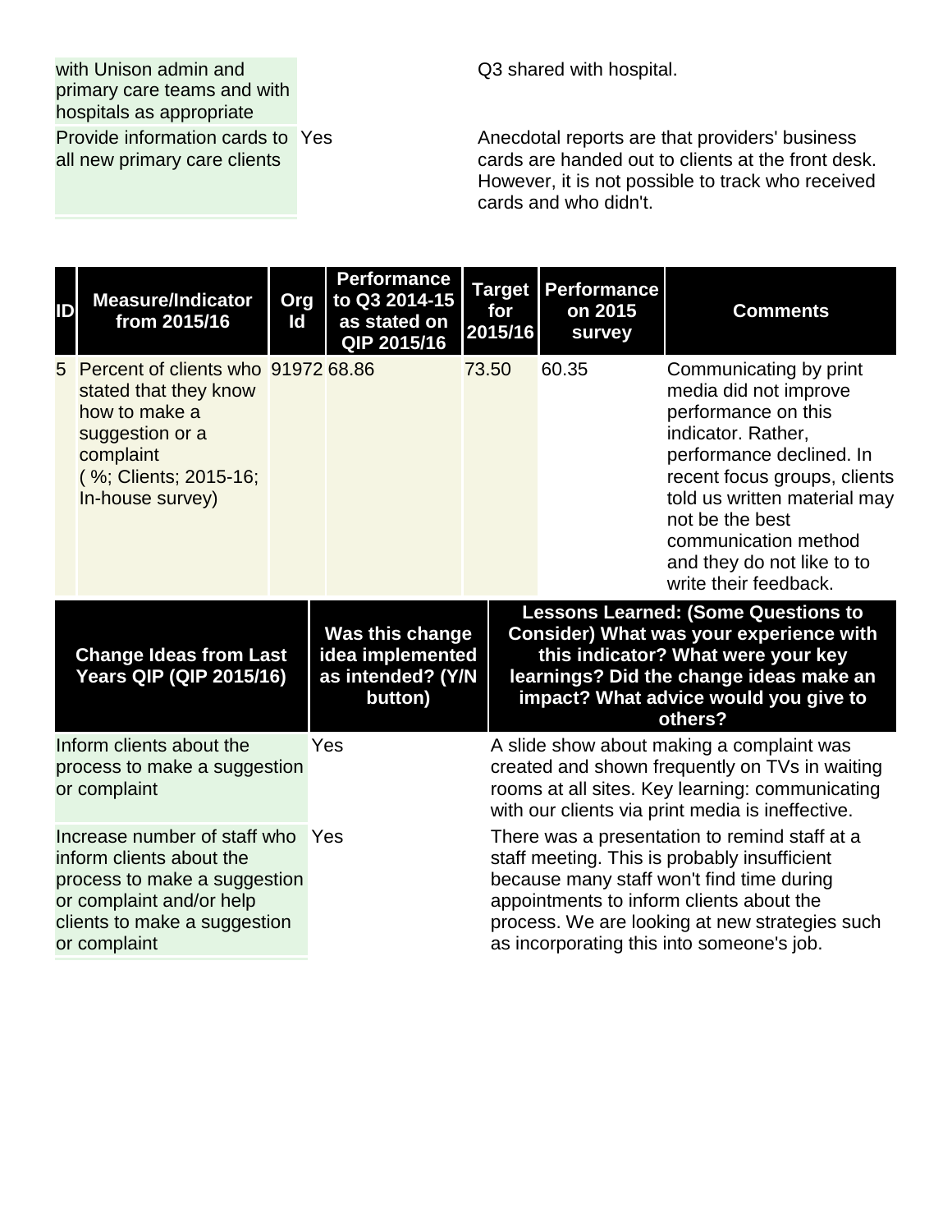| | | |
|---|---|---|
| with Unison admin and primary care teams and with hospitals as appropriate | | Q3 shared with hospital. |
| Provide information cards to all new primary care clients | Yes | Anecdotal reports are that providers' business cards are handed out to clients at the front desk. However, it is not possible to track who received cards and who didn't. |

| ID | Measure/Indicator from 2015/16 | Org Id | Performance to Q3 2014-15 as stated on QIP 2015/16 | Target for 2015/16 | Performance on 2015 survey | Comments |
|---|---|---|---|---|---|---|
| 5 | Percent of clients who stated that they know how to make a suggestion or a complaint ( %; Clients; 2015-16; In-house survey) | 91972 | 68.86 | 73.50 | 60.35 | Communicating by print media did not improve performance on this indicator. Rather, performance declined. In recent focus groups, clients told us written material may not be the best communication method and they do not like to to write their feedback. |

| Change Ideas from Last Years QIP (QIP 2015/16) | Was this change idea implemented as intended? (Y/N button) | Lessons Learned: (Some Questions to Consider) What was your experience with this indicator? What were your key learnings? Did the change ideas make an impact? What advice would you give to others? |
|---|---|---|
| Inform clients about the process to make a suggestion or complaint | Yes | A slide show about making a complaint was created and shown frequently on TVs in waiting rooms at all sites. Key learning: communicating with our clients via print media is ineffective. |
| Increase number of staff who inform clients about the process to make a suggestion or complaint and/or help clients to make a suggestion or complaint | Yes | There was a presentation to remind staff at a staff meeting. This is probably insufficient because many staff won't find time during appointments to inform clients about the process. We are looking at new strategies such as incorporating this into someone's job. |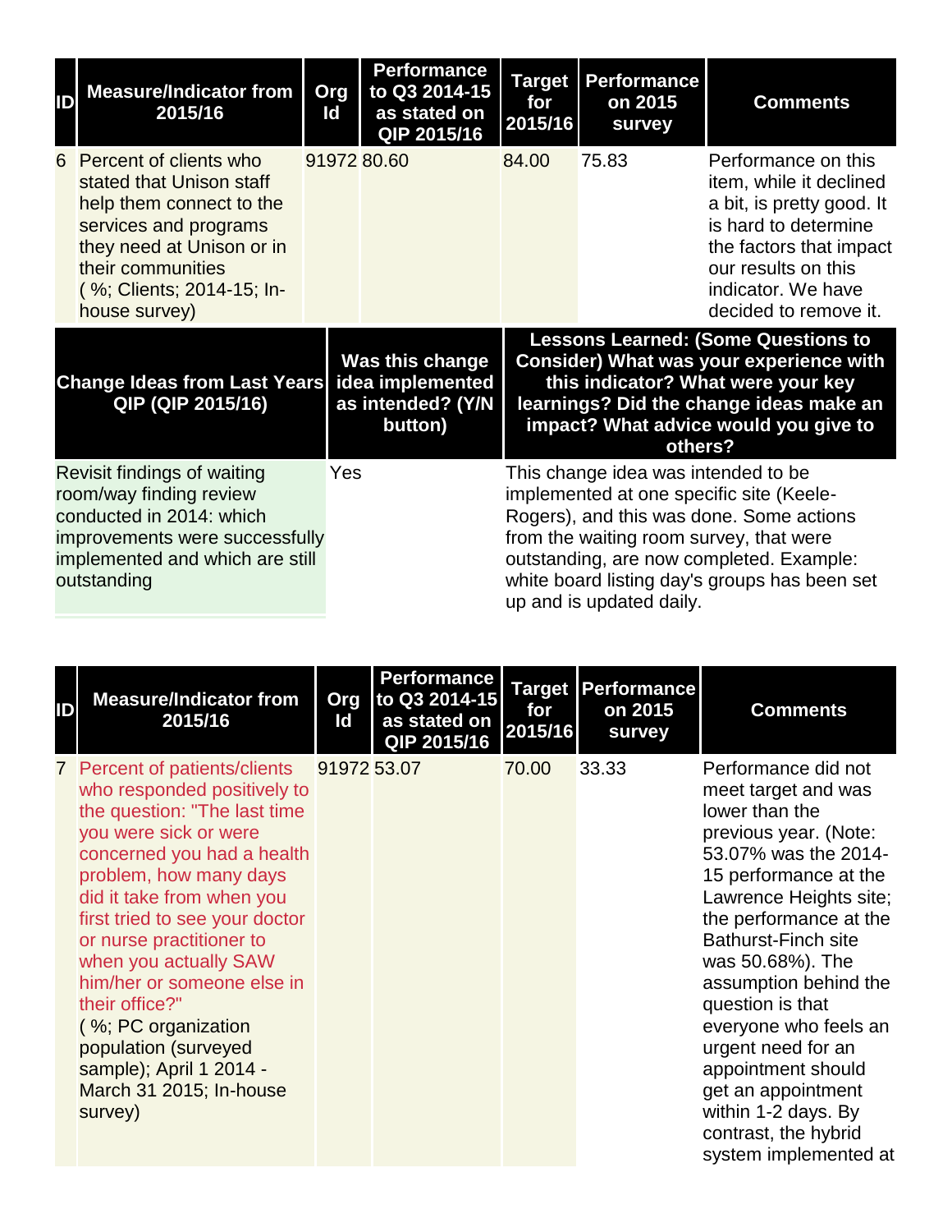| ID | Measure/Indicator from 2015/16 | Org Id | Performance to Q3 2014-15 as stated on QIP 2015/16 | Target for 2015/16 | Performance on 2015 survey | Comments |
|---|---|---|---|---|---|---|
| 6 | Percent of clients who stated that Unison staff help them connect to the services and programs they need at Unison or in their communities ( %; Clients; 2014-15; In-house survey) | 91972 | 80.60 | 84.00 | 75.83 | Performance on this item, while it declined a bit, is pretty good. It is hard to determine the factors that impact our results on this indicator. We have decided to remove it. |

| Change Ideas from Last Years QIP (QIP 2015/16) | Was this change idea implemented as intended? (Y/N button) | Lessons Learned: (Some Questions to Consider) What was your experience with this indicator? What were your key learnings? Did the change ideas make an impact? What advice would you give to others? |
|---|---|---|
| Revisit findings of waiting room/way finding review conducted in 2014: which improvements were successfully implemented and which are still outstanding | Yes | This change idea was intended to be implemented at one specific site (Keele-Rogers), and this was done. Some actions from the waiting room survey, that were outstanding, are now completed. Example: white board listing day's groups has been set up and is updated daily. |

| ID | Measure/Indicator from 2015/16 | Org Id | Performance to Q3 2014-15 as stated on QIP 2015/16 | Target for 2015/16 | Performance on 2015 survey | Comments |
|---|---|---|---|---|---|---|
| 7 | Percent of patients/clients who responded positively to the question: "The last time you were sick or were concerned you had a health problem, how many days did it take from when you first tried to see your doctor or nurse practitioner to when you actually SAW him/her or someone else in their office?" ( %; PC organization population (surveyed sample); April 1 2014 - March 31 2015; In-house survey) | 91972 | 53.07 | 70.00 | 33.33 | Performance did not meet target and was lower than the previous year. (Note: 53.07% was the 2014-15 performance at the Lawrence Heights site; the performance at the Bathurst-Finch site was 50.68%). The assumption behind the question is that everyone who feels an urgent need for an appointment should get an appointment within 1-2 days. By contrast, the hybrid system implemented at |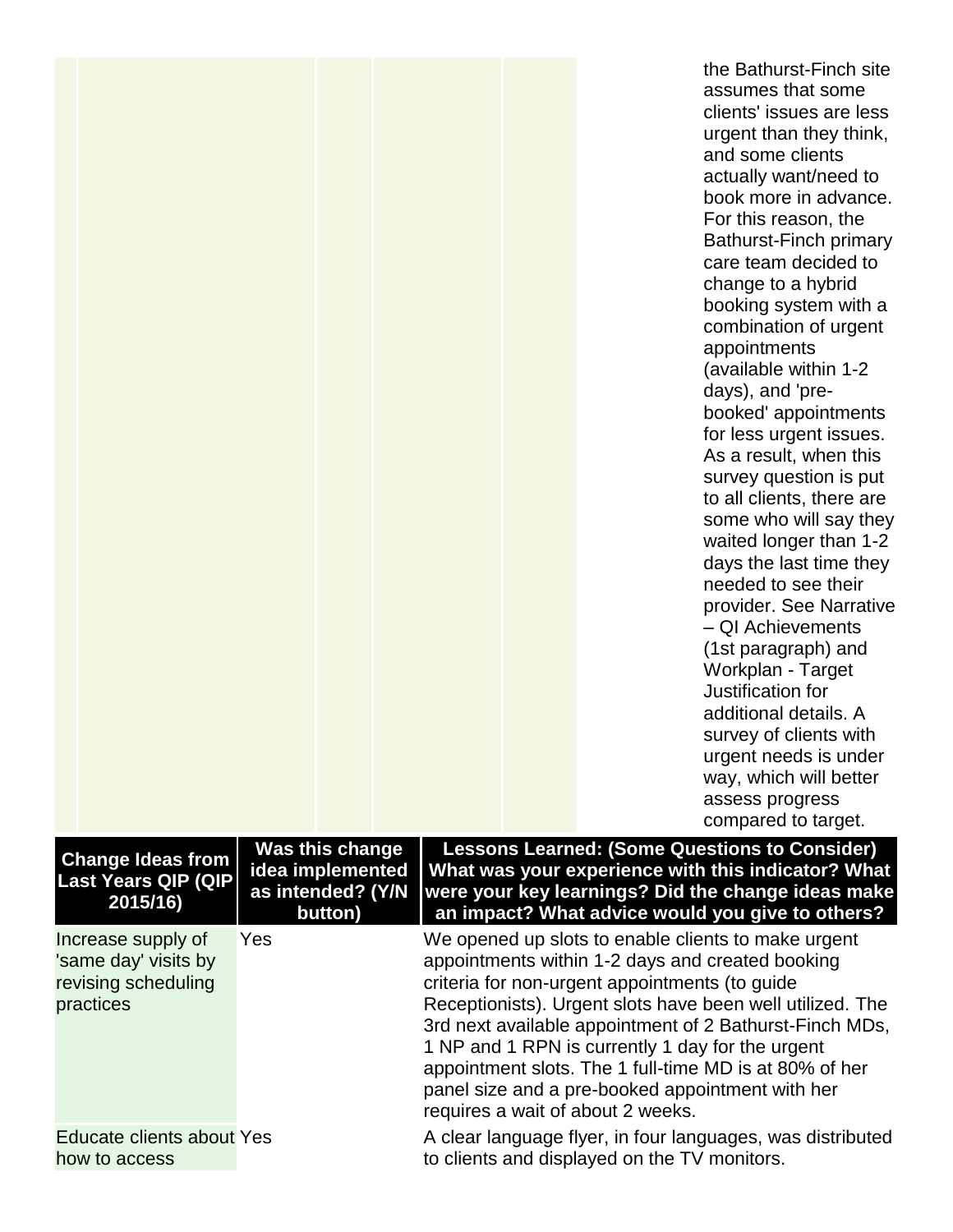| | | | | | | |
|---|---|---|---|---|---|---|
| | | | | | | the Bathurst-Finch site assumes that some clients' issues are less urgent than they think, and some clients actually want/need to book more in advance. For this reason, the Bathurst-Finch primary care team decided to change to a hybrid booking system with a combination of urgent appointments (available within 1-2 days), and 'pre-booked' appointments for less urgent issues. As a result, when this survey question is put to all clients, there are some who will say they waited longer than 1-2 days the last time they needed to see their provider. See Narrative – QI Achievements (1st paragraph) and Workplan - Target Justification for additional details. A survey of clients with urgent needs is under way, which will better assess progress compared to target. |

| Change Ideas from Last Years QIP (QIP 2015/16) | Was this change idea implemented as intended? (Y/N button) | Lessons Learned: (Some Questions to Consider) What was your experience with this indicator? What were your key learnings? Did the change ideas make an impact? What advice would you give to others? |
|---|---|---|
| Increase supply of 'same day' visits by revising scheduling practices | Yes | We opened up slots to enable clients to make urgent appointments within 1-2 days and created booking criteria for non-urgent appointments (to guide Receptionists). Urgent slots have been well utilized. The 3rd next available appointment of 2 Bathurst-Finch MDs, 1 NP and 1 RPN is currently 1 day for the urgent appointment slots. The 1 full-time MD is at 80% of her panel size and a pre-booked appointment with her requires a wait of about 2 weeks. |
| Educate clients about how to access | Yes | A clear language flyer, in four languages, was distributed to clients and displayed on the TV monitors. |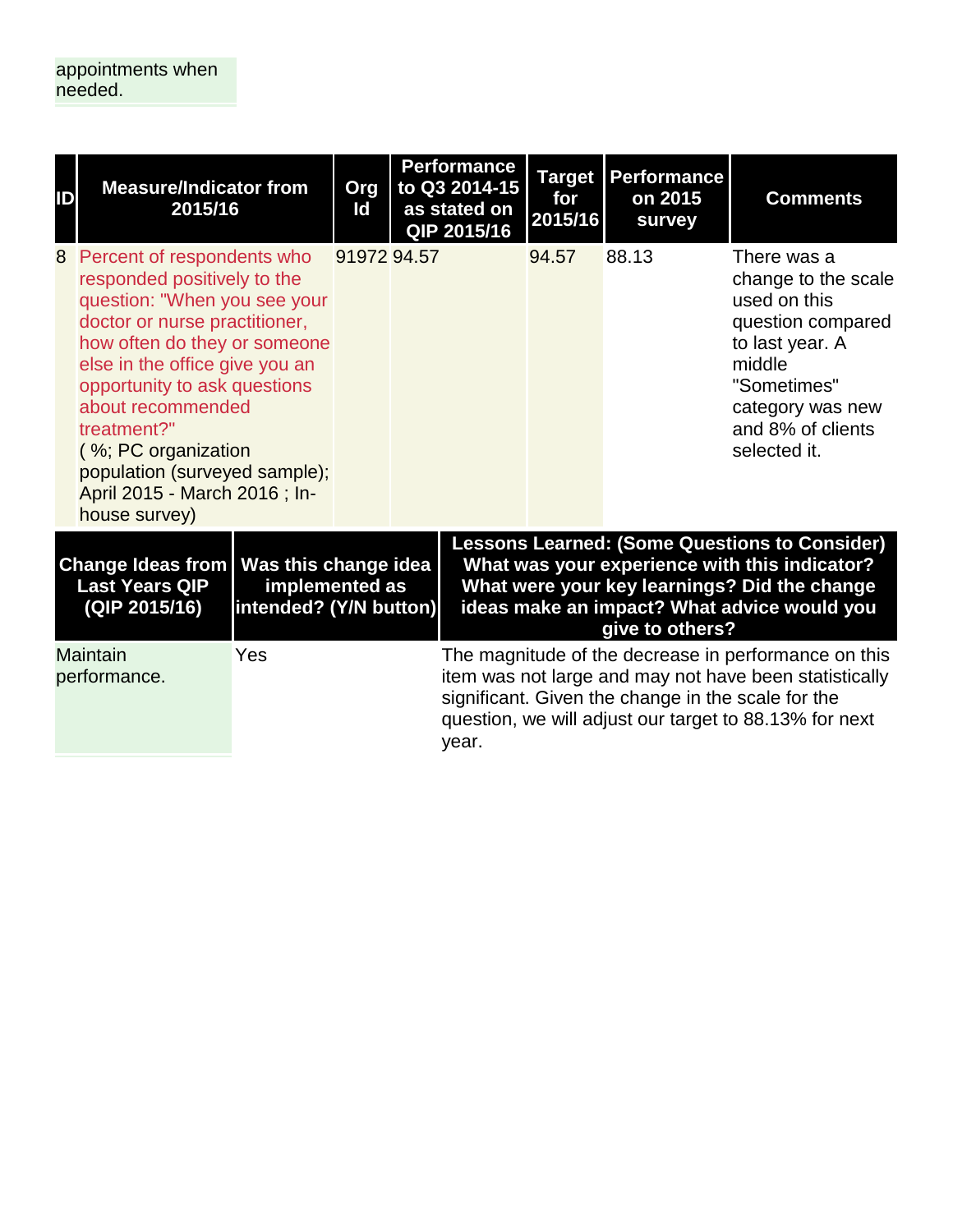appointments when needed.

| ID | Measure/Indicator from 2015/16 | Org Id | Performance to Q3 2014-15 as stated on QIP 2015/16 | Target for 2015/16 | Performance on 2015 survey | Comments |
|---|---|---|---|---|---|---|
| 8 | Percent of respondents who responded positively to the question: "When you see your doctor or nurse practitioner, how often do they or someone else in the office give you an opportunity to ask questions about recommended treatment?" ( %; PC organization population (surveyed sample); April 2015 - March 2016 ; In-house survey) | 91972 | 94.57 | 94.57 | 88.13 | There was a change to the scale used on this question compared to last year. A middle "Sometimes" category was new and 8% of clients selected it. |

| Change Ideas from Last Years QIP (QIP 2015/16) | Was this change idea implemented as intended? (Y/N button) | Lessons Learned: (Some Questions to Consider) What was your experience with this indicator? What were your key learnings? Did the change ideas make an impact? What advice would you give to others? |
|---|---|---|
| Maintain performance. | Yes | The magnitude of the decrease in performance on this item was not large and may not have been statistically significant. Given the change in the scale for the question, we will adjust our target to 88.13% for next year. |